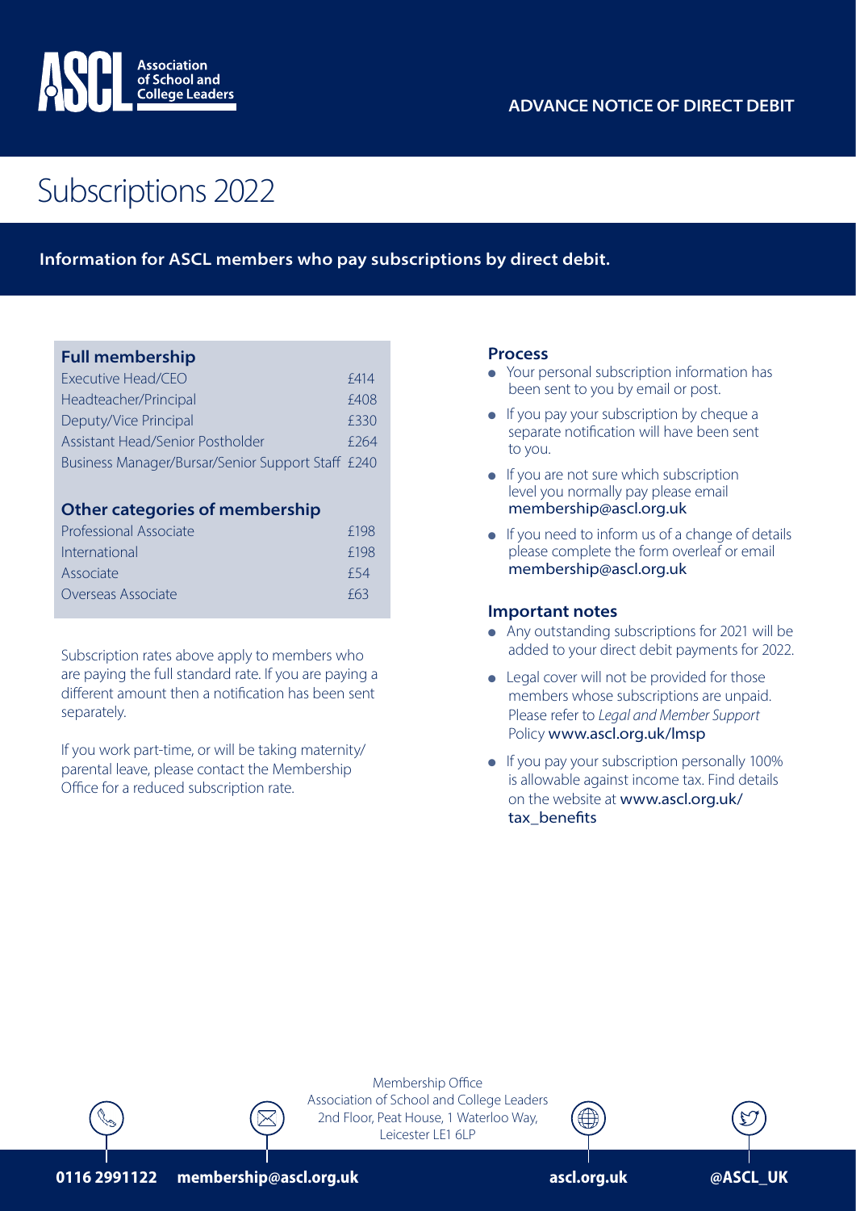**Association of School and College Leaders**

ADVANCE NOTICE OF DIRECT DEBIT

# Subscriptions 2022

**Information for ASCL members who pay subscriptions by direct debit.**

## Full membership

| | |
|---|---|
| Executive Head/CEO | £414 |
| Headteacher/Principal | £408 |
| Deputy/Vice Principal | £330 |
| Assistant Head/Senior Postholder | £264 |
| Business Manager/Bursar/Senior Support Staff | £240 |

## Other categories of membership

| | |
|---|---|
| Professional Associate | £198 |
| International | £198 |
| Associate | £54 |
| Overseas Associate | £63 |

Subscription rates above apply to members who are paying the full standard rate. If you are paying a different amount then a notification has been sent separately.

If you work part-time, or will be taking maternity/parental leave, please contact the Membership Office for a reduced subscription rate.

## Process

- Your personal subscription information has been sent to you by email or post.
- If you pay your subscription by cheque a separate notification will have been sent to you.
- If you are not sure which subscription level you normally pay please email membership@ascl.org.uk
- If you need to inform us of a change of details please complete the form overleaf or email membership@ascl.org.uk

## Important notes

- Any outstanding subscriptions for 2021 will be added to your direct debit payments for 2022.
- Legal cover will not be provided for those members whose subscriptions are unpaid. Please refer to *Legal and Member Support* Policy www.ascl.org.uk/lmsp
- If you pay your subscription personally 100% is allowable against income tax. Find details on the website at www.ascl.org.uk/tax_benefits

Membership Office
Association of School and College Leaders
2nd Floor, Peat House, 1 Waterloo Way,
Leicester LE1 6LP

**0116 2991122** **membership@ascl.org.uk** **ascl.org.uk** **@ASCL_UK**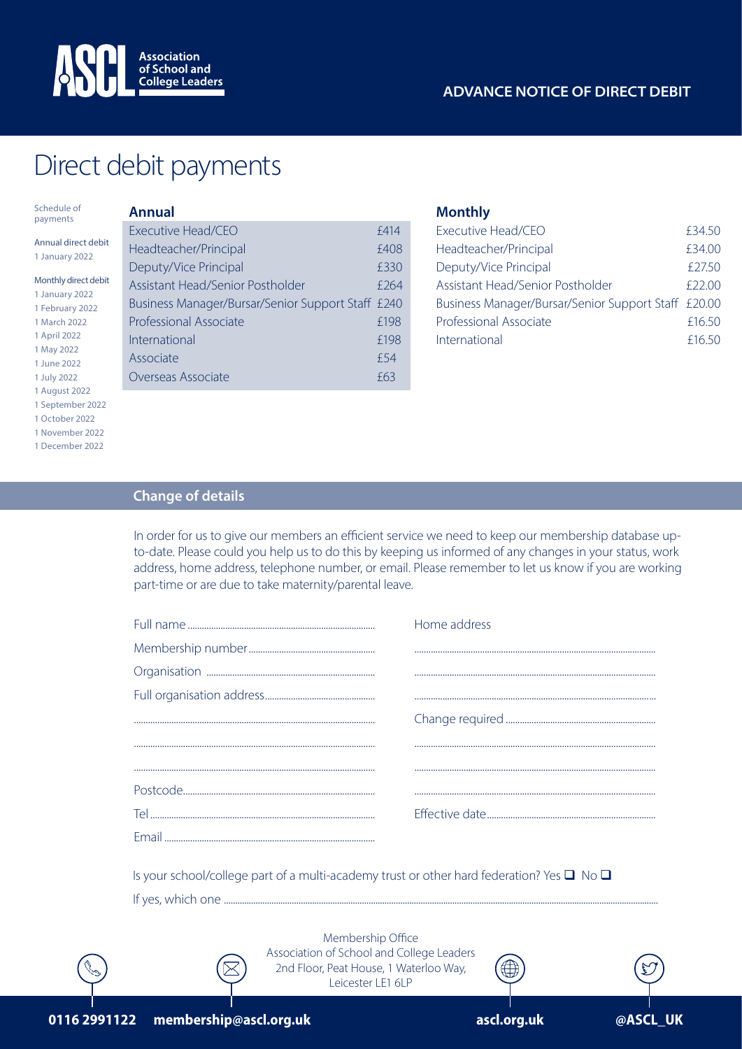ASCL Association of School and College Leaders

**ADVANCE NOTICE OF DIRECT DEBIT**

# Direct debit payments

Schedule of payments

Annual direct debit
1 January 2022

Monthly direct debit
1 January 2022
1 February 2022
1 March 2022
1 April 2022
1 May 2022
1 June 2022
1 July 2022
1 August 2022
1 September 2022
1 October 2022
1 November 2022
1 December 2022

### Annual

| | |
|---|---|
| Executive Head/CEO | £414 |
| Headteacher/Principal | £408 |
| Deputy/Vice Principal | £330 |
| Assistant Head/Senior Postholder | £264 |
| Business Manager/Bursar/Senior Support Staff | £240 |
| Professional Associate | £198 |
| International | £198 |
| Associate | £54 |
| Overseas Associate | £63 |

### Monthly

| | |
|---|---|
| Executive Head/CEO | £34.50 |
| Headteacher/Principal | £34.00 |
| Deputy/Vice Principal | £27.50 |
| Assistant Head/Senior Postholder | £22.00 |
| Business Manager/Bursar/Senior Support Staff | £20.00 |
| Professional Associate | £16.50 |
| International | £16.50 |

## Change of details

In order for us to give our members an efficient service we need to keep our membership database up-to-date. Please could you help us to do this by keeping us informed of any changes in your status, work address, home address, telephone number, or email. Please remember to let us know if you are working part-time or are due to take maternity/parental leave.

Full name ..................................................

Membership number ..................................................

Organisation ..................................................

Full organisation address ..................................................

..................................................

..................................................

..................................................

Postcode ..................................................

Tel ..................................................

Email ..................................................

Home address

..................................................

..................................................

..................................................

Change required ..................................................

..................................................

..................................................

..................................................

Effective date ..................................................

Is your school/college part of a multi-academy trust or other hard federation? Yes ☐ No ☐

If yes, which one ..................................................

Membership Office
Association of School and College Leaders
2nd Floor, Peat House, 1 Waterloo Way,
Leicester LE1 6LP

**0116 2991122** **membership@ascl.org.uk** **ascl.org.uk** **@ASCL_UK**